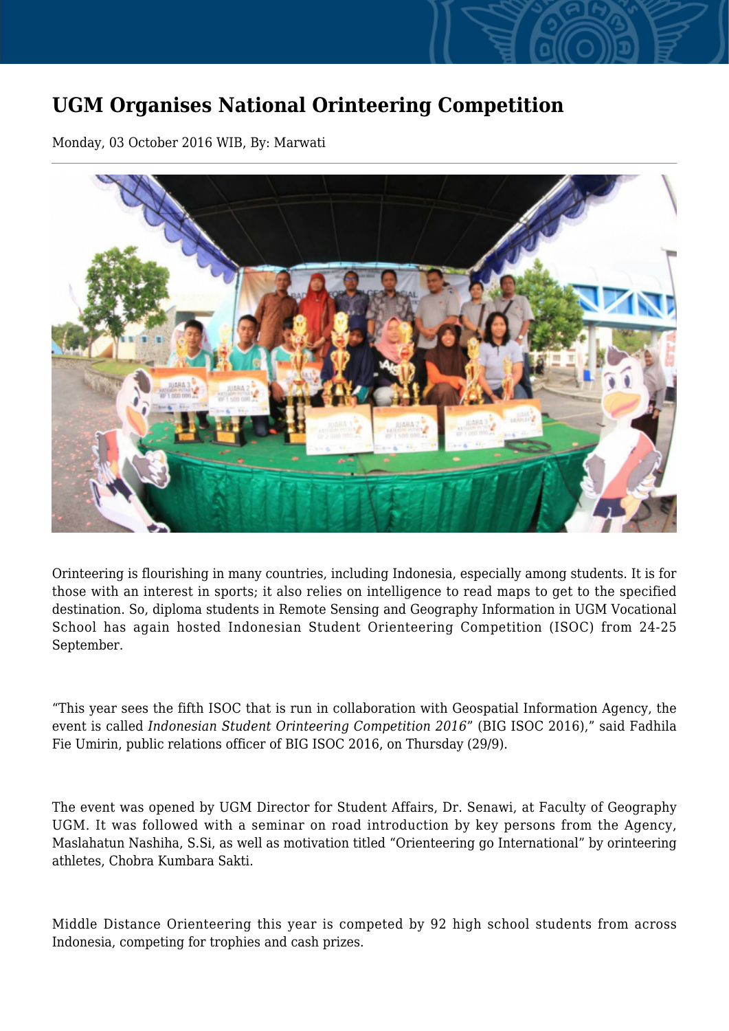# UGM Organises National Orinteering Competition

Monday, 03 October 2016 WIB, By: Marwati

---

Orinteering is flourishing in many countries, including Indonesia, especially among students. It is for those with an interest in sports; it also relies on intelligence to read maps to get to the specified destination. So, diploma students in Remote Sensing and Geography Information in UGM Vocational School has again hosted Indonesian Student Orienteering Competition (ISOC) from 24-25 September.

"This year sees the fifth ISOC that is run in collaboration with Geospatial Information Agency, the event is called *Indonesian Student Orinteering Competition 2016*" (BIG ISOC 2016)," said Fadhila Fie Umirin, public relations officer of BIG ISOC 2016, on Thursday (29/9).

The event was opened by UGM Director for Student Affairs, Dr. Senawi, at Faculty of Geography UGM. It was followed with a seminar on road introduction by key persons from the Agency, Maslahatun Nashiha, S.Si, as well as motivation titled "Orienteering go International" by orinteering athletes, Chobra Kumbara Sakti.

Middle Distance Orienteering this year is competed by 92 high school students from across Indonesia, competing for trophies and cash prizes.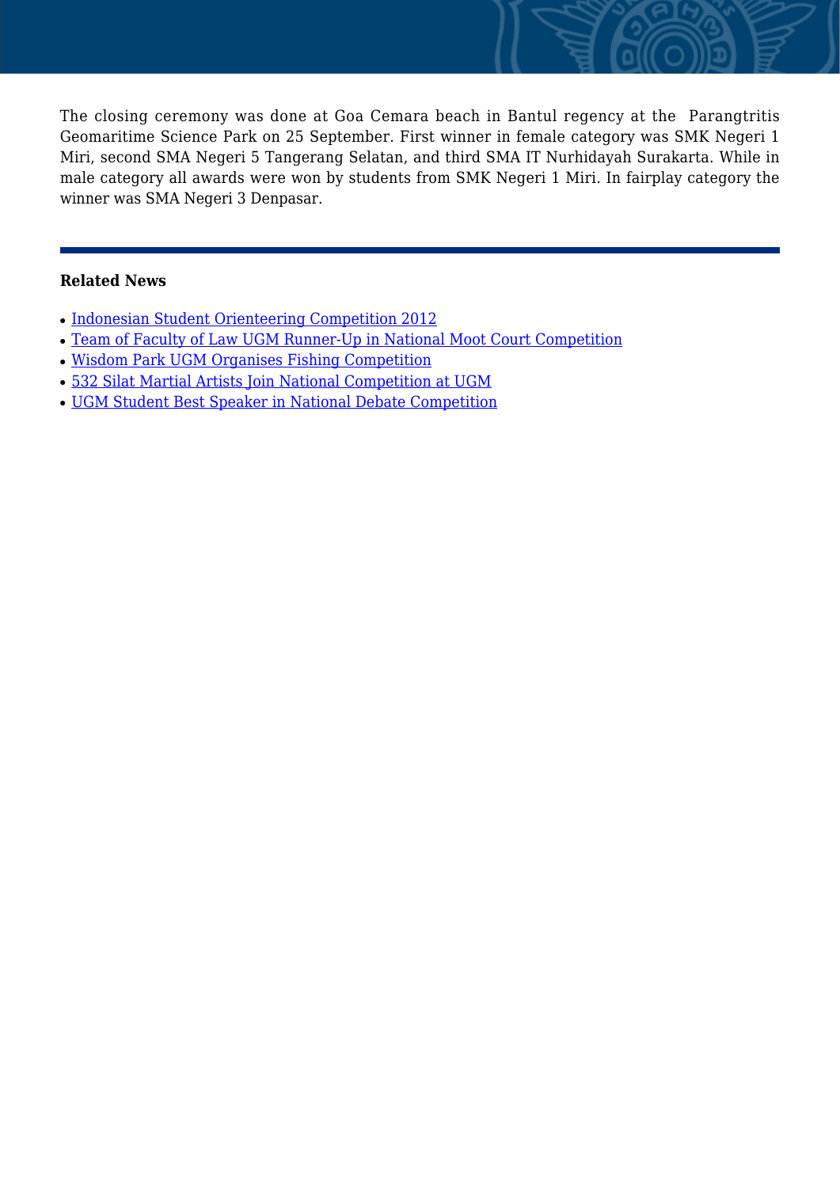The closing ceremony was done at Goa Cemara beach in Bantul regency at the  Parangtritis Geomaritime Science Park on 25 September. First winner in female category was SMK Negeri 1 Miri, second SMA Negeri 5 Tangerang Selatan, and third SMA IT Nurhidayah Surakarta. While in male category all awards were won by students from SMK Negeri 1 Miri. In fairplay category the winner was SMA Negeri 3 Denpasar.

---

**Related News**

- Indonesian Student Orienteering Competition 2012
- Team of Faculty of Law UGM Runner-Up in National Moot Court Competition
- Wisdom Park UGM Organises Fishing Competition
- 532 Silat Martial Artists Join National Competition at UGM
- UGM Student Best Speaker in National Debate Competition